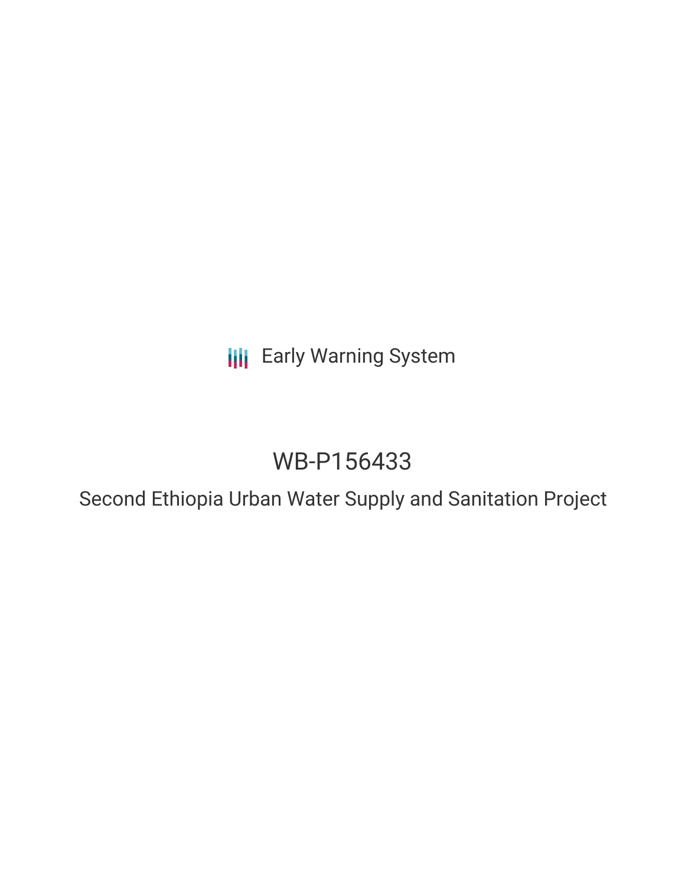Early Warning System

# WB-P156433

## Second Ethiopia Urban Water Supply and Sanitation Project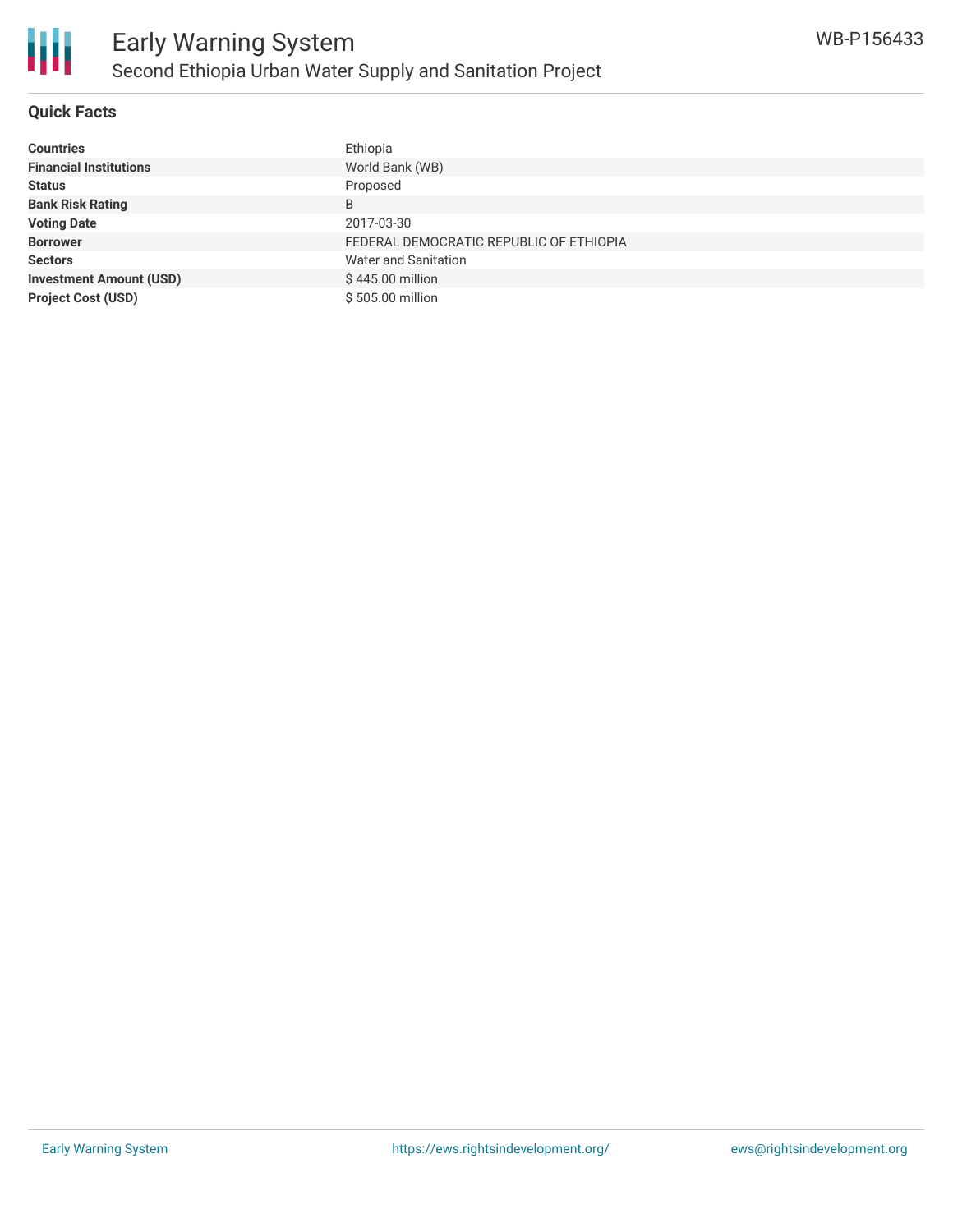## Quick Facts

| | |
|---|---|
| **Countries** | Ethiopia |
| **Financial Institutions** | World Bank (WB) |
| **Status** | Proposed |
| **Bank Risk Rating** | B |
| **Voting Date** | 2017-03-30 |
| **Borrower** | FEDERAL DEMOCRATIC REPUBLIC OF ETHIOPIA |
| **Sectors** | Water and Sanitation |
| **Investment Amount (USD)** | $ 445.00 million |
| **Project Cost (USD)** | $ 505.00 million |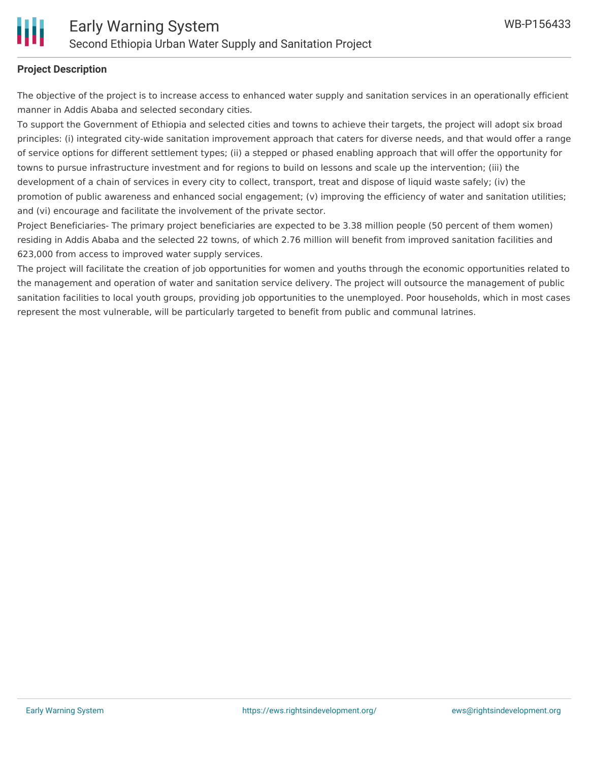**Project Description**

The objective of the project is to increase access to enhanced water supply and sanitation services in an operationally efficient manner in Addis Ababa and selected secondary cities.

To support the Government of Ethiopia and selected cities and towns to achieve their targets, the project will adopt six broad principles: (i) integrated city-wide sanitation improvement approach that caters for diverse needs, and that would offer a range of service options for different settlement types; (ii) a stepped or phased enabling approach that will offer the opportunity for towns to pursue infrastructure investment and for regions to build on lessons and scale up the intervention; (iii) the development of a chain of services in every city to collect, transport, treat and dispose of liquid waste safely; (iv) the promotion of public awareness and enhanced social engagement; (v) improving the efficiency of water and sanitation utilities; and (vi) encourage and facilitate the involvement of the private sector.

Project Beneficiaries- The primary project beneficiaries are expected to be 3.38 million people (50 percent of them women) residing in Addis Ababa and the selected 22 towns, of which 2.76 million will benefit from improved sanitation facilities and 623,000 from access to improved water supply services.

The project will facilitate the creation of job opportunities for women and youths through the economic opportunities related to the management and operation of water and sanitation service delivery. The project will outsource the management of public sanitation facilities to local youth groups, providing job opportunities to the unemployed. Poor households, which in most cases represent the most vulnerable, will be particularly targeted to benefit from public and communal latrines.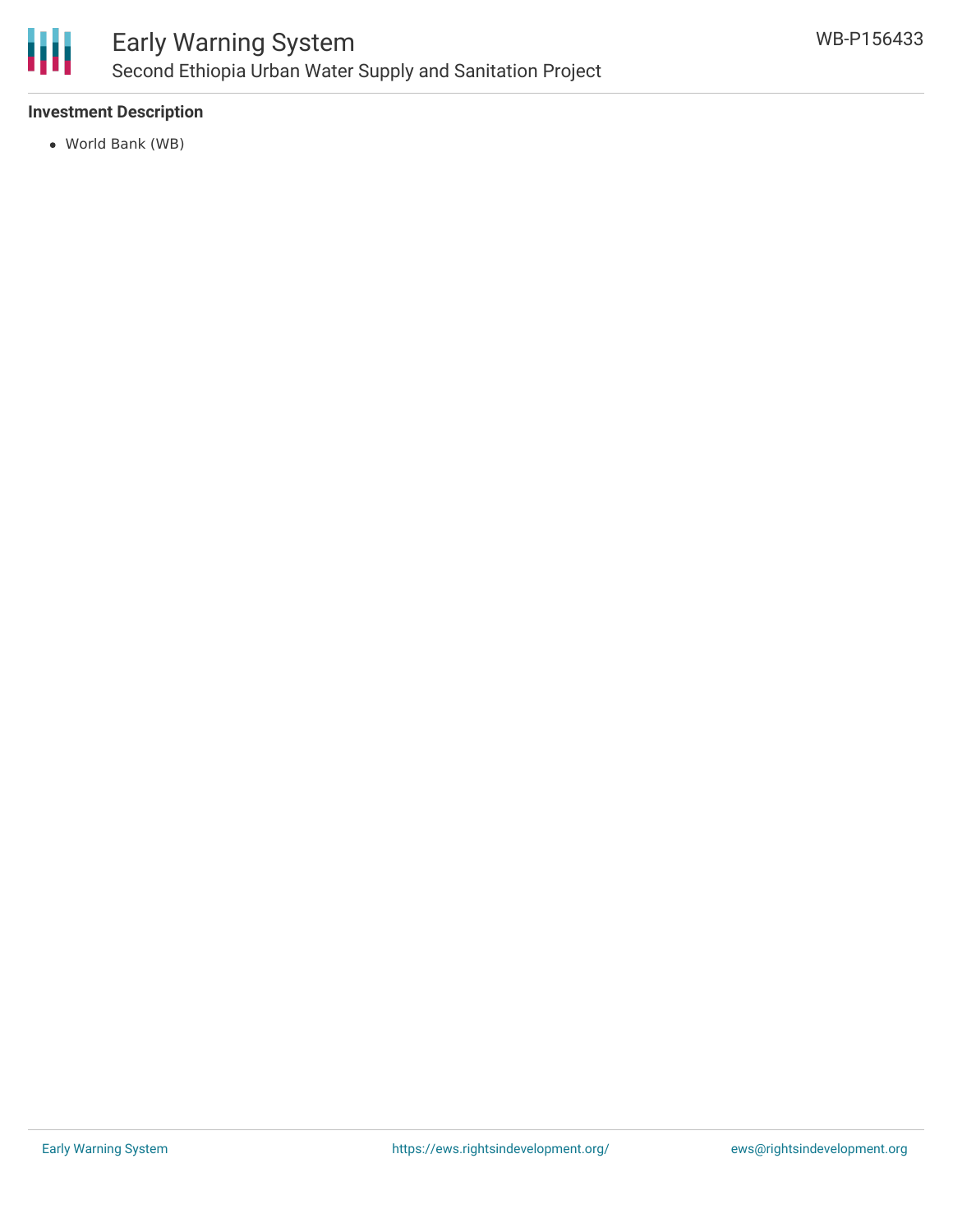**Investment Description**

- World Bank (WB)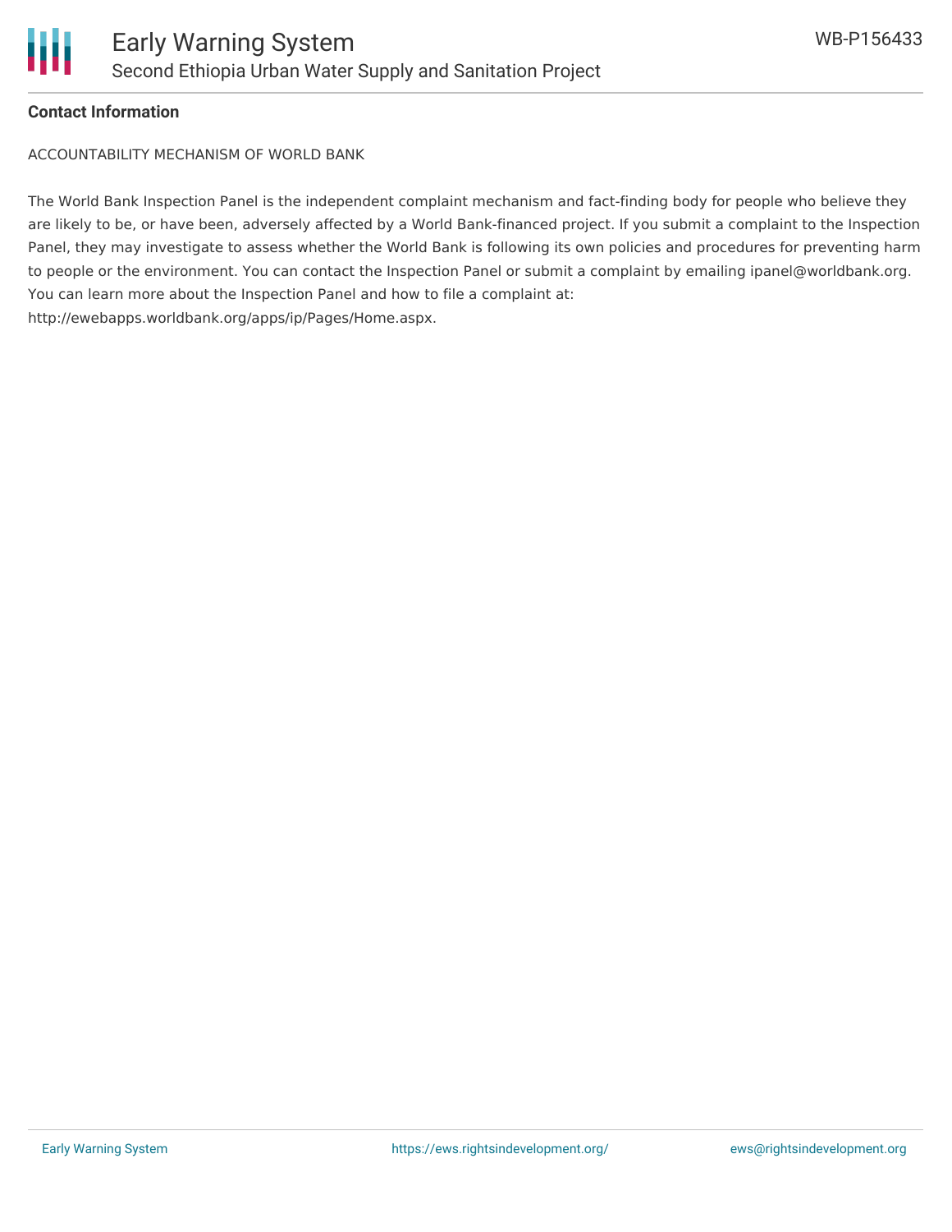**Contact Information**

ACCOUNTABILITY MECHANISM OF WORLD BANK

The World Bank Inspection Panel is the independent complaint mechanism and fact-finding body for people who believe they are likely to be, or have been, adversely affected by a World Bank-financed project. If you submit a complaint to the Inspection Panel, they may investigate to assess whether the World Bank is following its own policies and procedures for preventing harm to people or the environment. You can contact the Inspection Panel or submit a complaint by emailing ipanel@worldbank.org. You can learn more about the Inspection Panel and how to file a complaint at: http://ewebapps.worldbank.org/apps/ip/Pages/Home.aspx.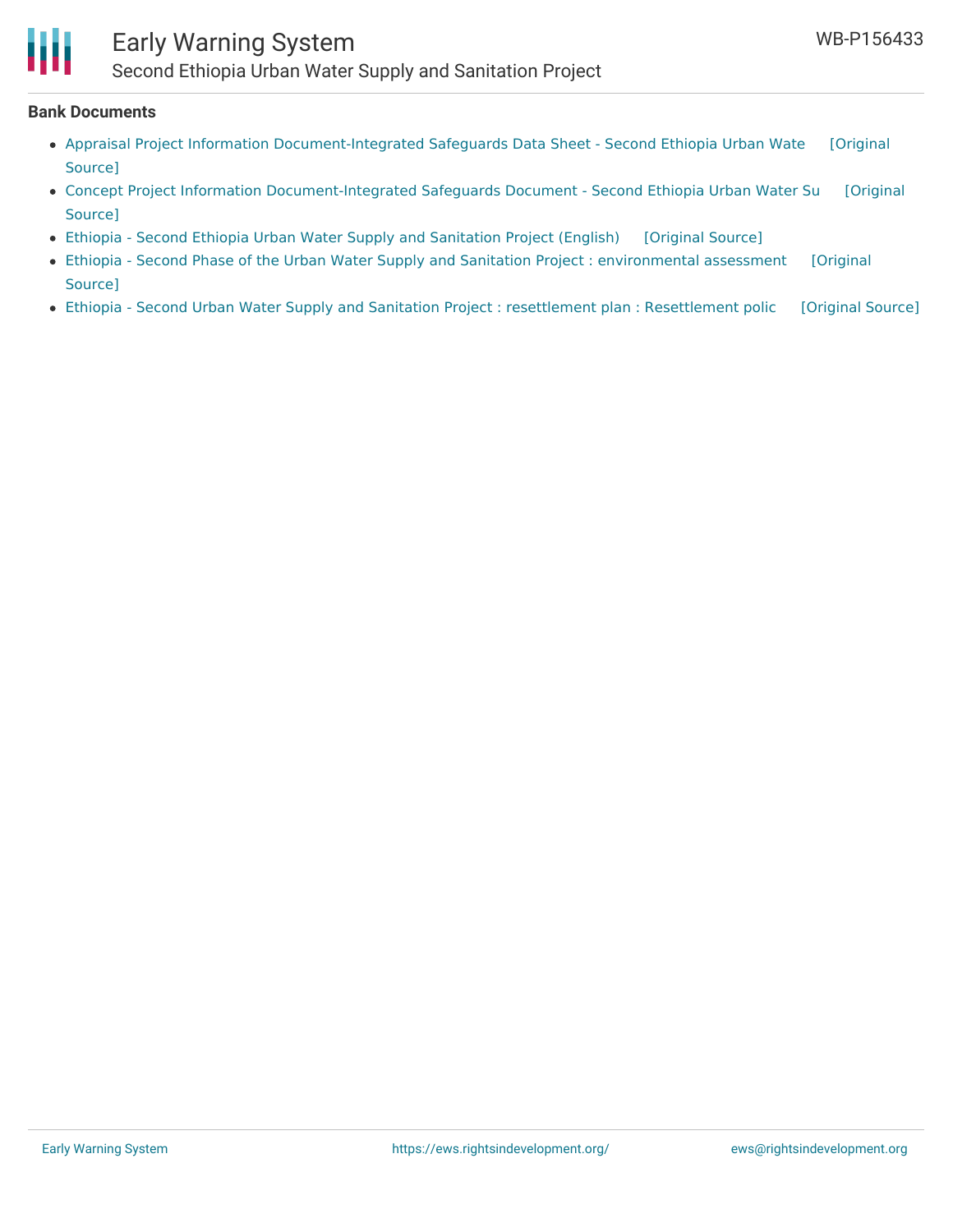### Bank Documents

- Appraisal Project Information Document-Integrated Safeguards Data Sheet - Second Ethiopia Urban Wate [Original Source]
- Concept Project Information Document-Integrated Safeguards Document - Second Ethiopia Urban Water Su [Original Source]
- Ethiopia - Second Ethiopia Urban Water Supply and Sanitation Project (English) [Original Source]
- Ethiopia - Second Phase of the Urban Water Supply and Sanitation Project : environmental assessment [Original Source]
- Ethiopia - Second Urban Water Supply and Sanitation Project : resettlement plan : Resettlement polic [Original Source]